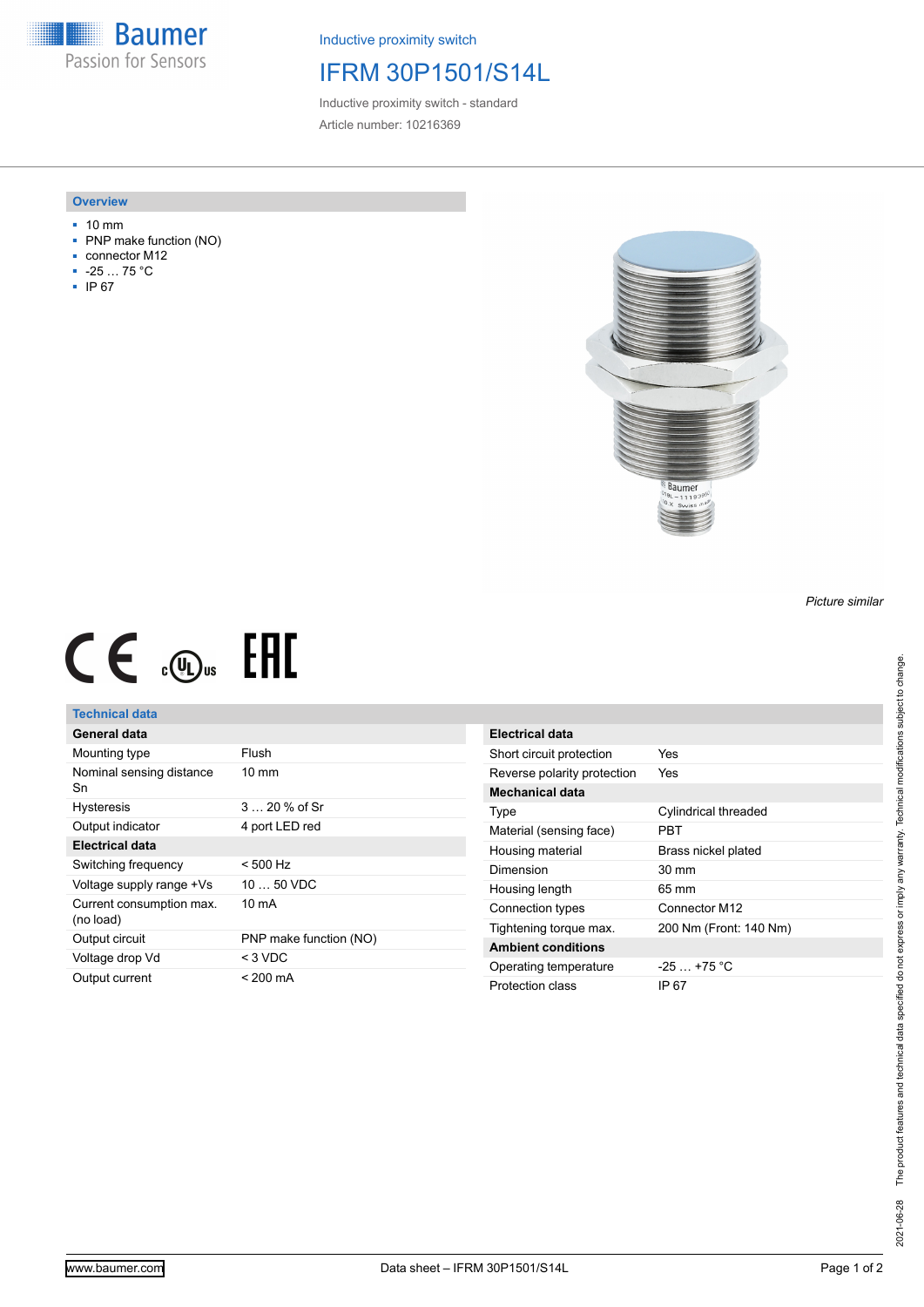Baumer
Passion for Sensors

Inductive proximity switch

# IFRM 30P1501/S14L

Inductive proximity switch - standard

Article number: 10216369

## Overview

- 10 mm
- PNP make function (NO)
- connector M12
- -25 … 75 °C
- IP 67

*Picture similar*

## Technical data

| General data | |
|---|---|
| Mounting type | Flush |
| Nominal sensing distance Sn | 10 mm |
| Hysteresis | 3 … 20 % of Sr |
| Output indicator | 4 port LED red |
| **Electrical data** | |
| Switching frequency | < 500 Hz |
| Voltage supply range +Vs | 10 … 50 VDC |
| Current consumption max. (no load) | 10 mA |
| Output circuit | PNP make function (NO) |
| Voltage drop Vd | < 3 VDC |
| Output current | < 200 mA |

| Electrical data | |
|---|---|
| Short circuit protection | Yes |
| Reverse polarity protection | Yes |
| **Mechanical data** | |
| Type | Cylindrical threaded |
| Material (sensing face) | PBT |
| Housing material | Brass nickel plated |
| Dimension | 30 mm |
| Housing length | 65 mm |
| Connection types | Connector M12 |
| Tightening torque max. | 200 Nm (Front: 140 Nm) |
| **Ambient conditions** | |
| Operating temperature | -25 … +75 °C |
| Protection class | IP 67 |

2021-06-28 The product features and technical data specified do not express or imply any warranty. Technical modifications subject to change.

www.baumer.com Data sheet – IFRM 30P1501/S14L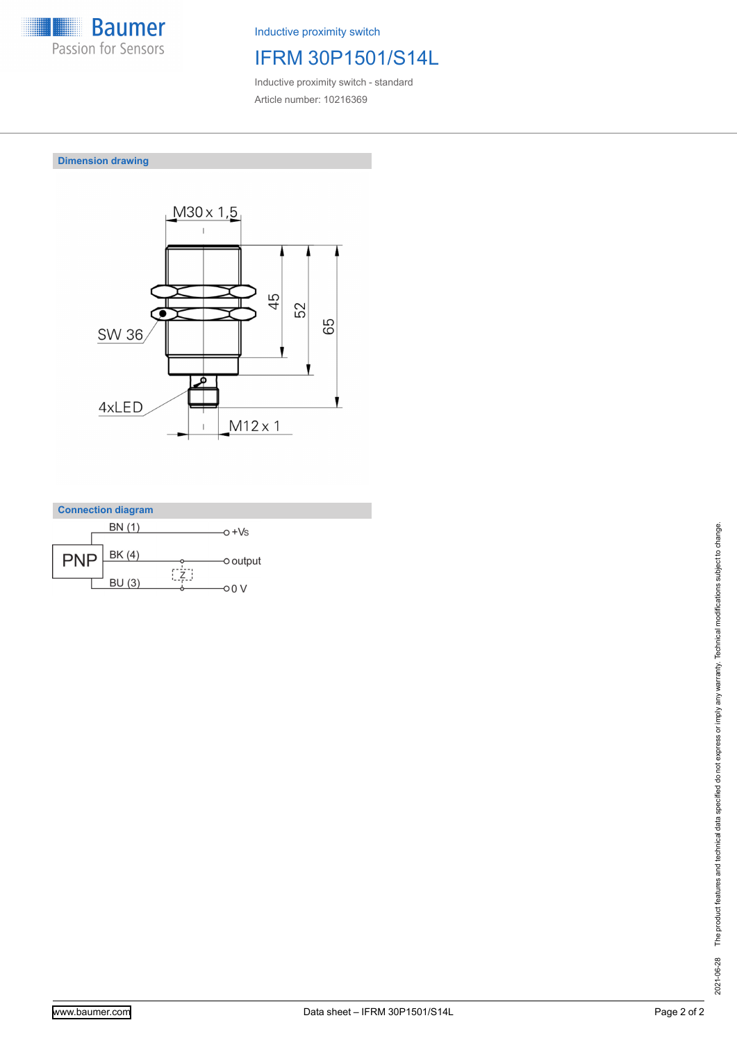Inductive proximity switch

# IFRM 30P1501/S14L

Inductive proximity switch - standard

Article number: 10216369

## Dimension drawing

M30 x 1,5

45

52

65

SW 36

4xLED

M12 x 1

## Connection diagram

PNP

BN (1)

+Vs

BK (4)

output

Z

BU (3)

0 V

2021-06-28 The product features and technical data specified do not express or imply any warranty. Technical modifications subject to change.